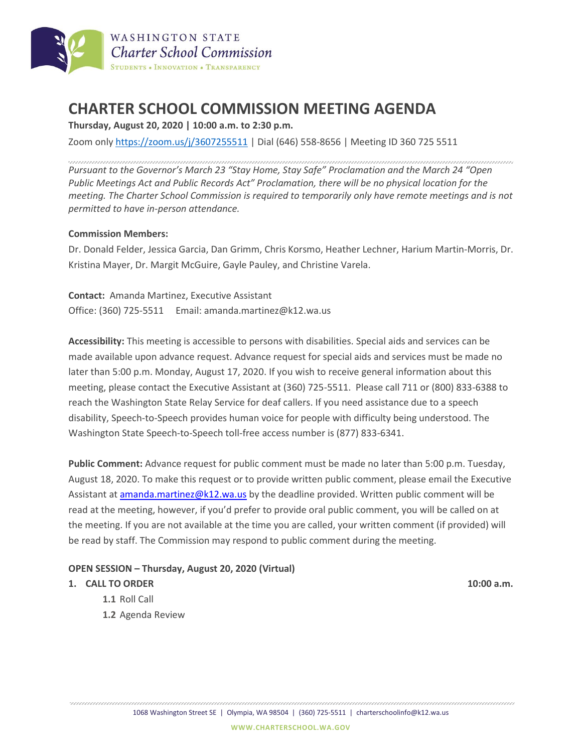# CHARTER SCHOOL COMMISSION MEETING AGENDA

**Thursday, August 20, 2020 | 10:00 a.m. to 2:30 p.m.**

Zoom only https://zoom.us/j/3607255511 | Dial (646) 558-8656 | Meeting ID 360 725 5511

*Pursuant to the Governor's March 23 "Stay Home, Stay Safe" Proclamation and the March 24 "Open Public Meetings Act and Public Records Act" Proclamation, there will be no physical location for the meeting. The Charter School Commission is required to temporarily only have remote meetings and is not permitted to have in-person attendance.*

**Commission Members:**

Dr. Donald Felder, Jessica Garcia, Dan Grimm, Chris Korsmo, Heather Lechner, Harium Martin-Morris, Dr. Kristina Mayer, Dr. Margit McGuire, Gayle Pauley, and Christine Varela.

**Contact:** Amanda Martinez, Executive Assistant
Office: (360) 725-5511 Email: amanda.martinez@k12.wa.us

**Accessibility:** This meeting is accessible to persons with disabilities. Special aids and services can be made available upon advance request. Advance request for special aids and services must be made no later than 5:00 p.m. Monday, August 17, 2020. If you wish to receive general information about this meeting, please contact the Executive Assistant at (360) 725-5511. Please call 711 or (800) 833-6388 to reach the Washington State Relay Service for deaf callers. If you need assistance due to a speech disability, Speech-to-Speech provides human voice for people with difficulty being understood. The Washington State Speech-to-Speech toll-free access number is (877) 833-6341.

**Public Comment:** Advance request for public comment must be made no later than 5:00 p.m. Tuesday, August 18, 2020. To make this request or to provide written public comment, please email the Executive Assistant at amanda.martinez@k12.wa.us by the deadline provided. Written public comment will be read at the meeting, however, if you'd prefer to provide oral public comment, you will be called on at the meeting. If you are not available at the time you are called, your written comment (if provided) will be read by staff. The Commission may respond to public comment during the meeting.

**OPEN SESSION – Thursday, August 20, 2020 (Virtual)**

1. **CALL TO ORDER** **10:00 a.m.**
   - **1.1** Roll Call
   - **1.2** Agenda Review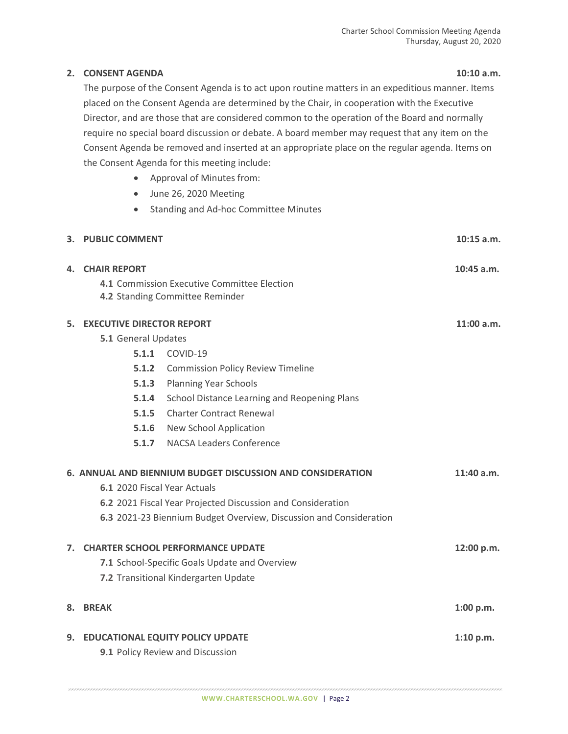## 2. CONSENT AGENDA **10:10 a.m.**

The purpose of the Consent Agenda is to act upon routine matters in an expeditious manner. Items placed on the Consent Agenda are determined by the Chair, in cooperation with the Executive Director, and are those that are considered common to the operation of the Board and normally require no special board discussion or debate. A board member may request that any item on the Consent Agenda be removed and inserted at an appropriate place on the regular agenda. Items on the Consent Agenda for this meeting include:

- Approval of Minutes from:
- June 26, 2020 Meeting
- Standing and Ad-hoc Committee Minutes

## 3. PUBLIC COMMENT **10:15 a.m.**

## 4. CHAIR REPORT **10:45 a.m.**

**4.1** Commission Executive Committee Election
**4.2** Standing Committee Reminder

## 5. EXECUTIVE DIRECTOR REPORT **11:00 a.m.**

**5.1** General Updates

- **5.1.1** COVID-19
- **5.1.2** Commission Policy Review Timeline
- **5.1.3** Planning Year Schools
- **5.1.4** School Distance Learning and Reopening Plans
- **5.1.5** Charter Contract Renewal
- **5.1.6** New School Application
- **5.1.7** NACSA Leaders Conference

## 6. ANNUAL AND BIENNIUM BUDGET DISCUSSION AND CONSIDERATION **11:40 a.m.**

**6.1** 2020 Fiscal Year Actuals
**6.2** 2021 Fiscal Year Projected Discussion and Consideration
**6.3** 2021-23 Biennium Budget Overview, Discussion and Consideration

## 7. CHARTER SCHOOL PERFORMANCE UPDATE **12:00 p.m.**

**7.1** School-Specific Goals Update and Overview
**7.2** Transitional Kindergarten Update

## 8. BREAK **1:00 p.m.**

## 9. EDUCATIONAL EQUITY POLICY UPDATE **1:10 p.m.**

**9.1** Policy Review and Discussion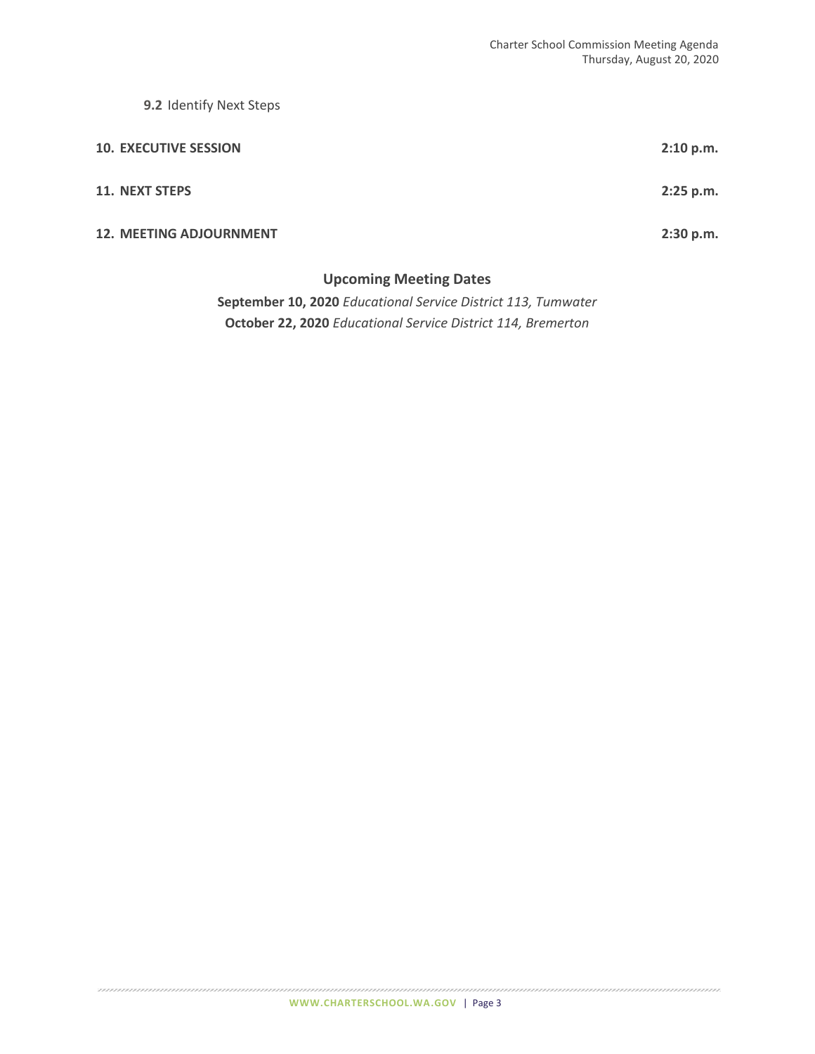**9.2** Identify Next Steps

**10. EXECUTIVE SESSION** **2:10 p.m.**

**11. NEXT STEPS** **2:25 p.m.**

**12. MEETING ADJOURNMENT** **2:30 p.m.**

## Upcoming Meeting Dates

**September 10, 2020** *Educational Service District 113, Tumwater*

**October 22, 2020** *Educational Service District 114, Bremerton*